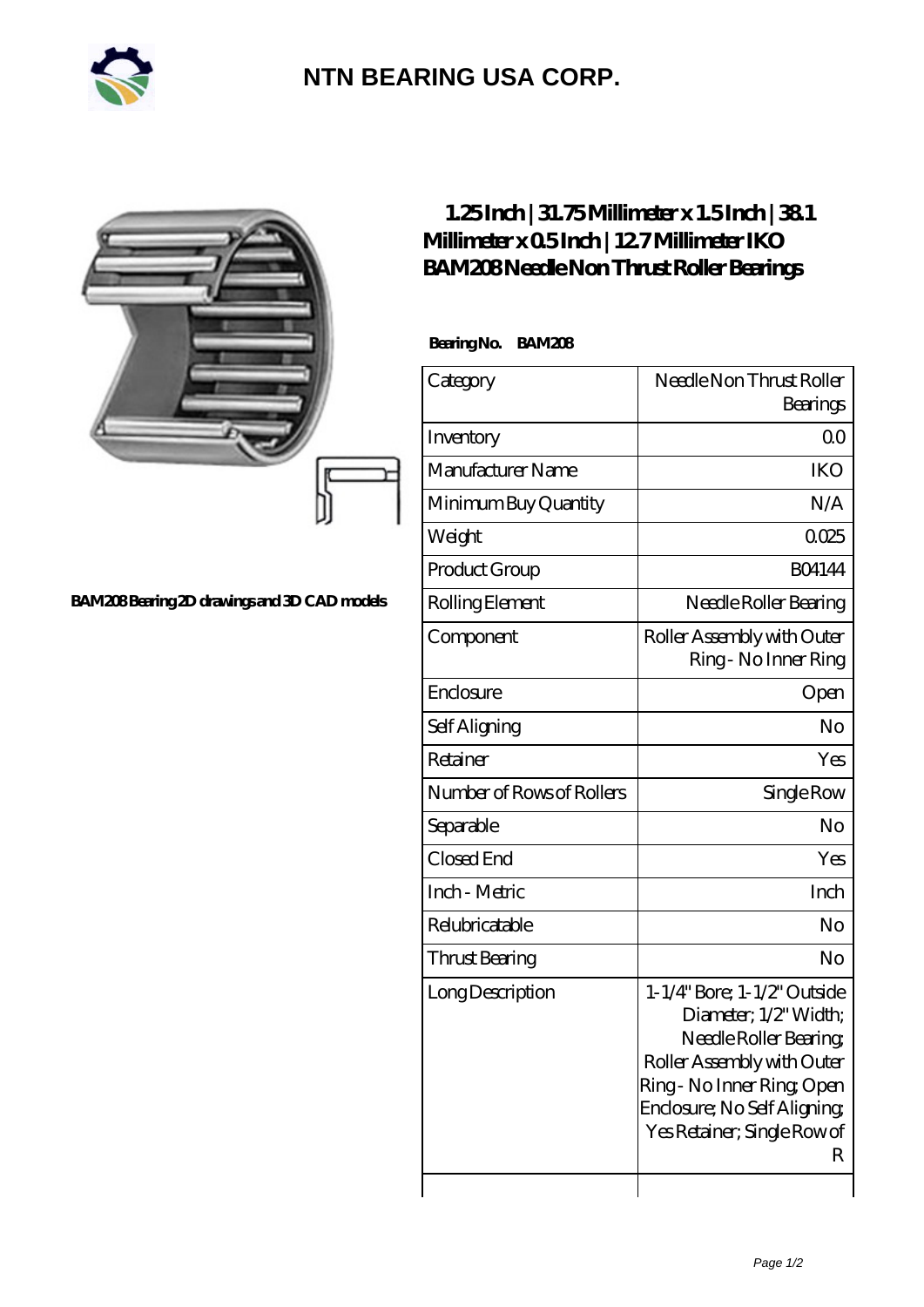# NTN BEARING USA CORP.

BAM208 Bearing 2D drawings and 3D CAD models

## 1.25 Inch | 31.75 Millimeter x 1.5 Inch | 38.1 Millimeter x 0.5 Inch | 12.7 Millimeter IKO BAM208 Needle Non Thrust Roller Bearings

**Bearing No. BAM208**

| Category | Needle Non Thrust Roller Bearings |
| --- | --- |
| Inventory | 0.0 |
| Manufacturer Name | IKO |
| Minimum Buy Quantity | N/A |
| Weight | 0.025 |
| Product Group | B04144 |
| Rolling Element | Needle Roller Bearing |
| Component | Roller Assembly with Outer Ring - No Inner Ring |
| Enclosure | Open |
| Self Aligning | No |
| Retainer | Yes |
| Number of Rows of Rollers | Single Row |
| Separable | No |
| Closed End | Yes |
| Inch - Metric | Inch |
| Relubricatable | No |
| Thrust Bearing | No |
| Long Description | 1-1/4" Bore; 1-1/2" Outside Diameter; 1/2" Width; Needle Roller Bearing; Roller Assembly with Outer Ring - No Inner Ring; Open Enclosure; No Self Aligning; Yes Retainer; Single Row of R |
| | |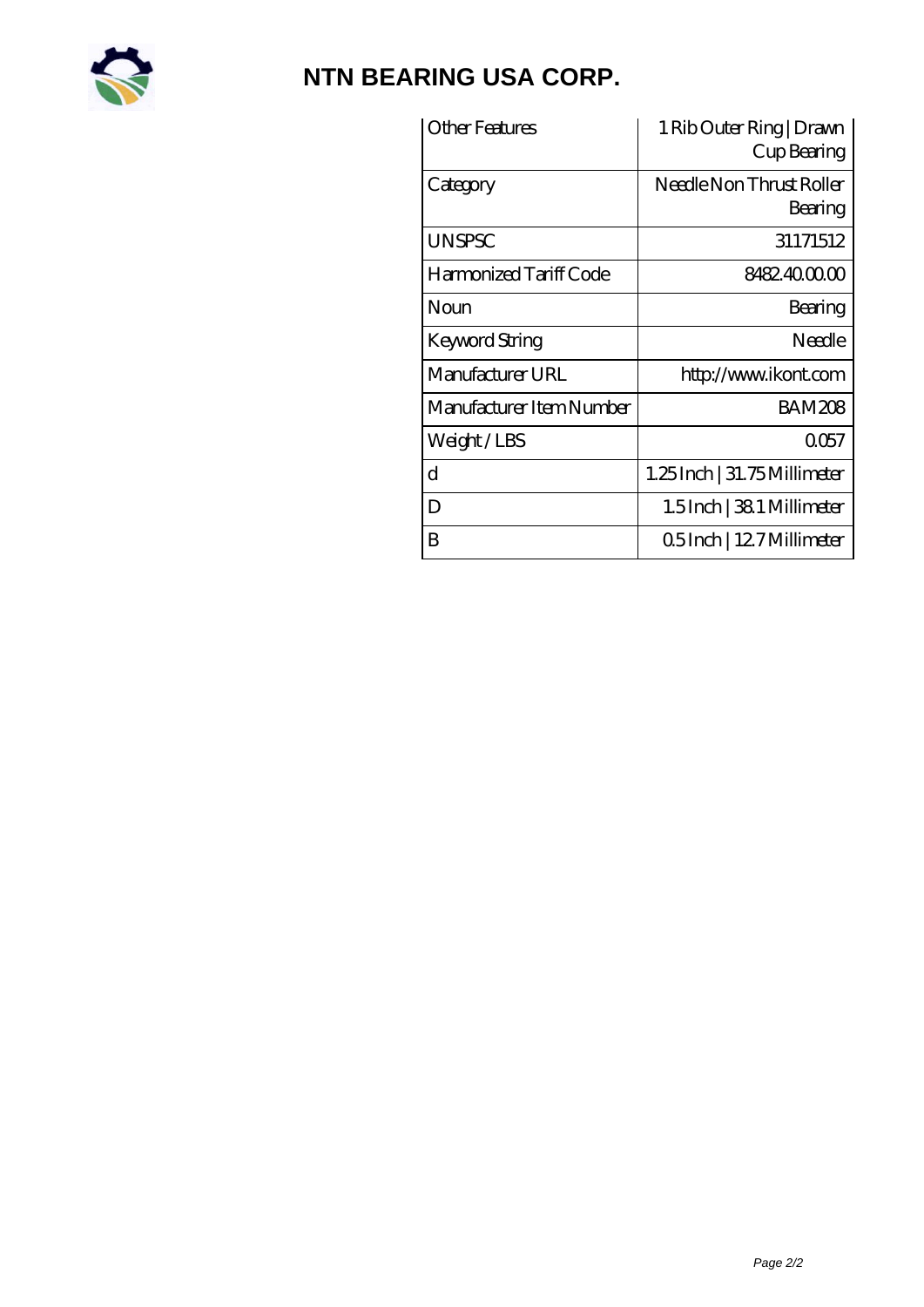| | |
|---|---|
| Other Features | 1 Rib Outer Ring \| Drawn Cup Bearing |
| Category | Needle Non Thrust Roller Bearing |
| UNSPSC | 31171512 |
| Harmonized Tariff Code | 8482.40.00.00 |
| Noun | Bearing |
| Keyword String | Needle |
| Manufacturer URL | http://www.ikont.com |
| Manufacturer Item Number | BAM208 |
| Weight / LBS | 0.057 |
| d | 1.25 Inch \| 31.75 Millimeter |
| D | 1.5 Inch \| 38.1 Millimeter |
| B | 0.5 Inch \| 12.7 Millimeter |